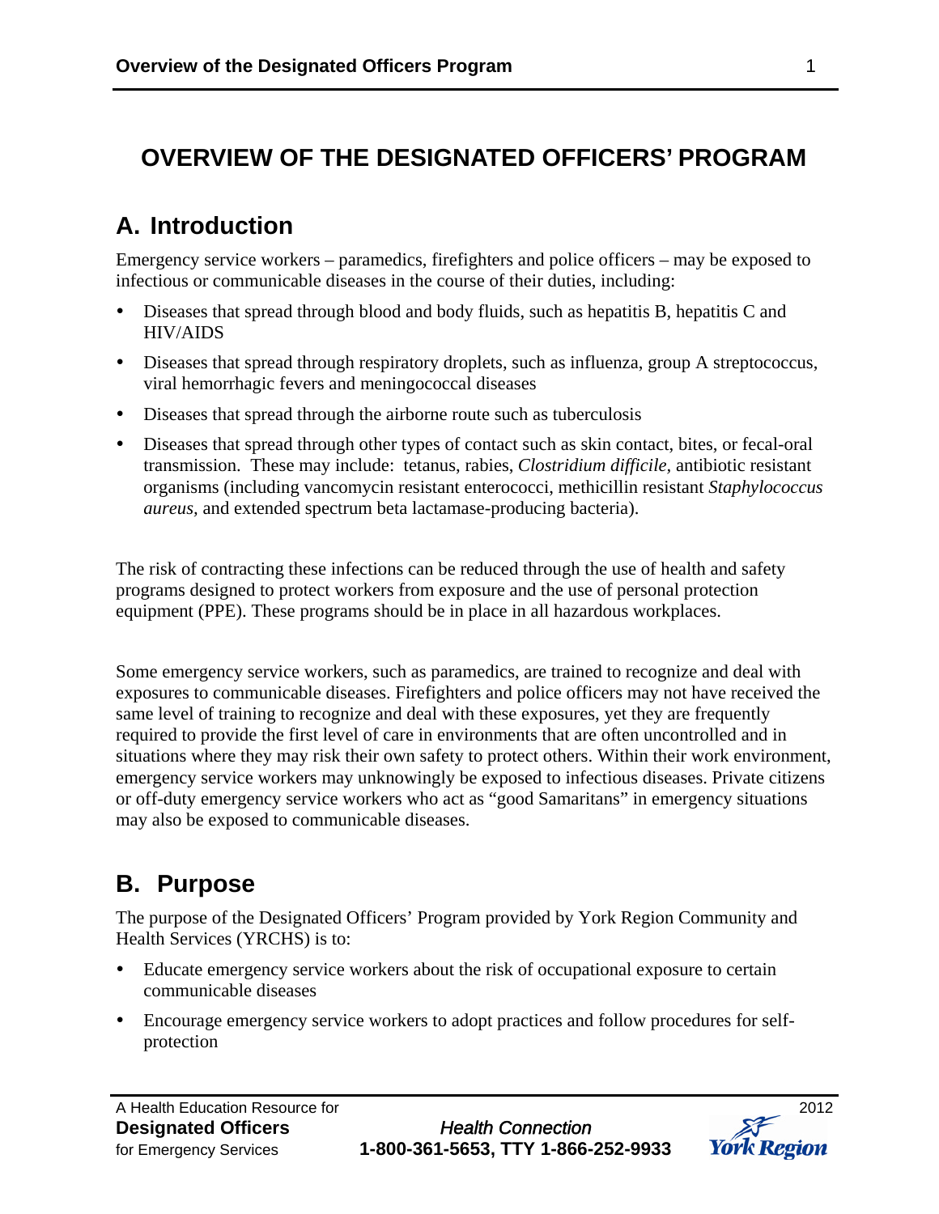# OVERVIEW OF THE DESIGNATED OFFICERS' PROGRAM

## A. Introduction

Emergency service workers – paramedics, firefighters and police officers – may be exposed to infectious or communicable diseases in the course of their duties, including:

- Diseases that spread through blood and body fluids, such as hepatitis B, hepatitis C and HIV/AIDS
- Diseases that spread through respiratory droplets, such as influenza, group A streptococcus, viral hemorrhagic fevers and meningococcal diseases
- Diseases that spread through the airborne route such as tuberculosis
- Diseases that spread through other types of contact such as skin contact, bites, or fecal-oral transmission. These may include: tetanus, rabies, *Clostridium difficile,* antibiotic resistant organisms (including vancomycin resistant enterococci, methicillin resistant *Staphylococcus aureus,* and extended spectrum beta lactamase-producing bacteria).

The risk of contracting these infections can be reduced through the use of health and safety programs designed to protect workers from exposure and the use of personal protection equipment (PPE). These programs should be in place in all hazardous workplaces.

Some emergency service workers, such as paramedics, are trained to recognize and deal with exposures to communicable diseases. Firefighters and police officers may not have received the same level of training to recognize and deal with these exposures, yet they are frequently required to provide the first level of care in environments that are often uncontrolled and in situations where they may risk their own safety to protect others. Within their work environment, emergency service workers may unknowingly be exposed to infectious diseases. Private citizens or off-duty emergency service workers who act as "good Samaritans" in emergency situations may also be exposed to communicable diseases.

## B. Purpose

The purpose of the Designated Officers' Program provided by York Region Community and Health Services (YRCHS) is to:

- Educate emergency service workers about the risk of occupational exposure to certain communicable diseases
- Encourage emergency service workers to adopt practices and follow procedures for self-protection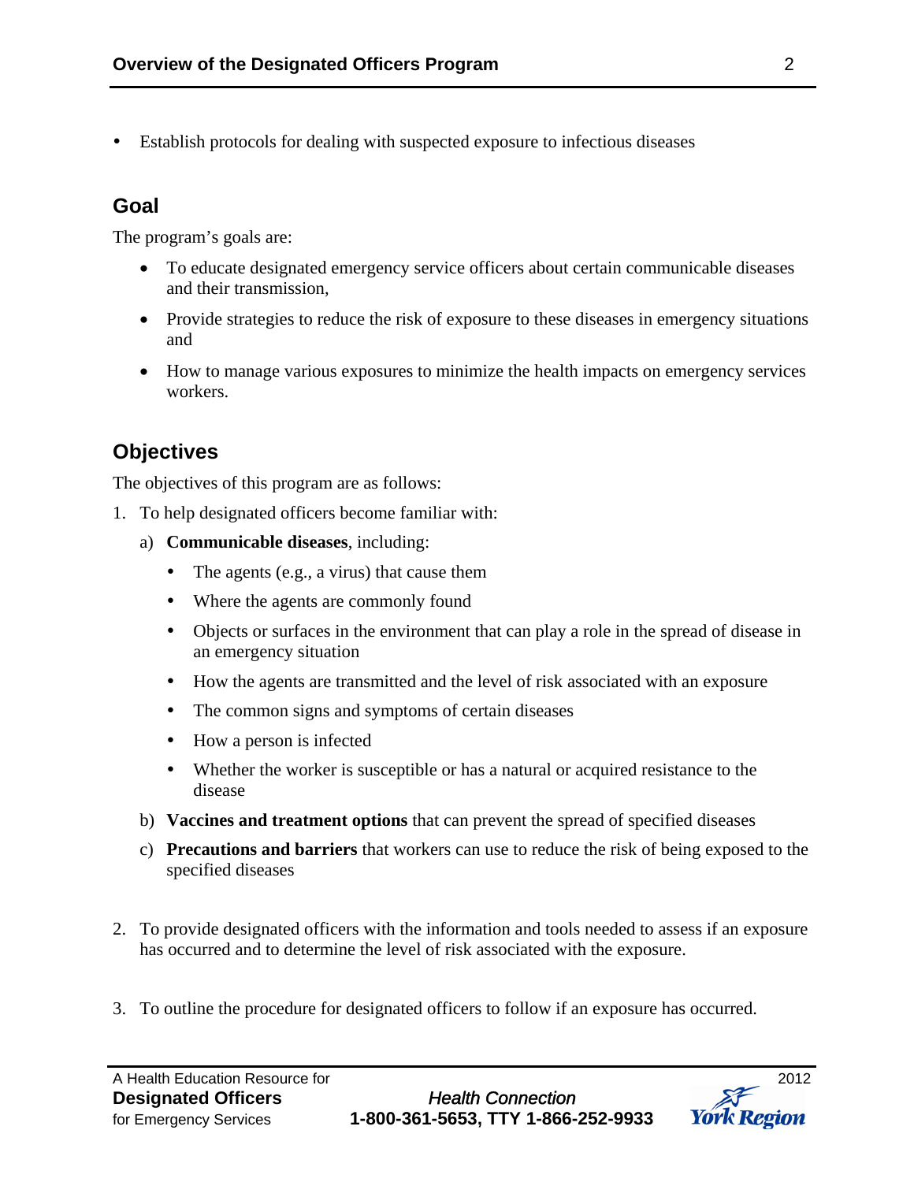- Establish protocols for dealing with suspected exposure to infectious diseases

## Goal

The program's goals are:

- To educate designated emergency service officers about certain communicable diseases and their transmission,
- Provide strategies to reduce the risk of exposure to these diseases in emergency situations and
- How to manage various exposures to minimize the health impacts on emergency services workers.

## Objectives

The objectives of this program are as follows:

1. To help designated officers become familiar with:
   a) **Communicable diseases**, including:
      - The agents (e.g., a virus) that cause them
      - Where the agents are commonly found
      - Objects or surfaces in the environment that can play a role in the spread of disease in an emergency situation
      - How the agents are transmitted and the level of risk associated with an exposure
      - The common signs and symptoms of certain diseases
      - How a person is infected
      - Whether the worker is susceptible or has a natural or acquired resistance to the disease

   b) **Vaccines and treatment options** that can prevent the spread of specified diseases

   c) **Precautions and barriers** that workers can use to reduce the risk of being exposed to the specified diseases

2. To provide designated officers with the information and tools needed to assess if an exposure has occurred and to determine the level of risk associated with the exposure.

3. To outline the procedure for designated officers to follow if an exposure has occurred.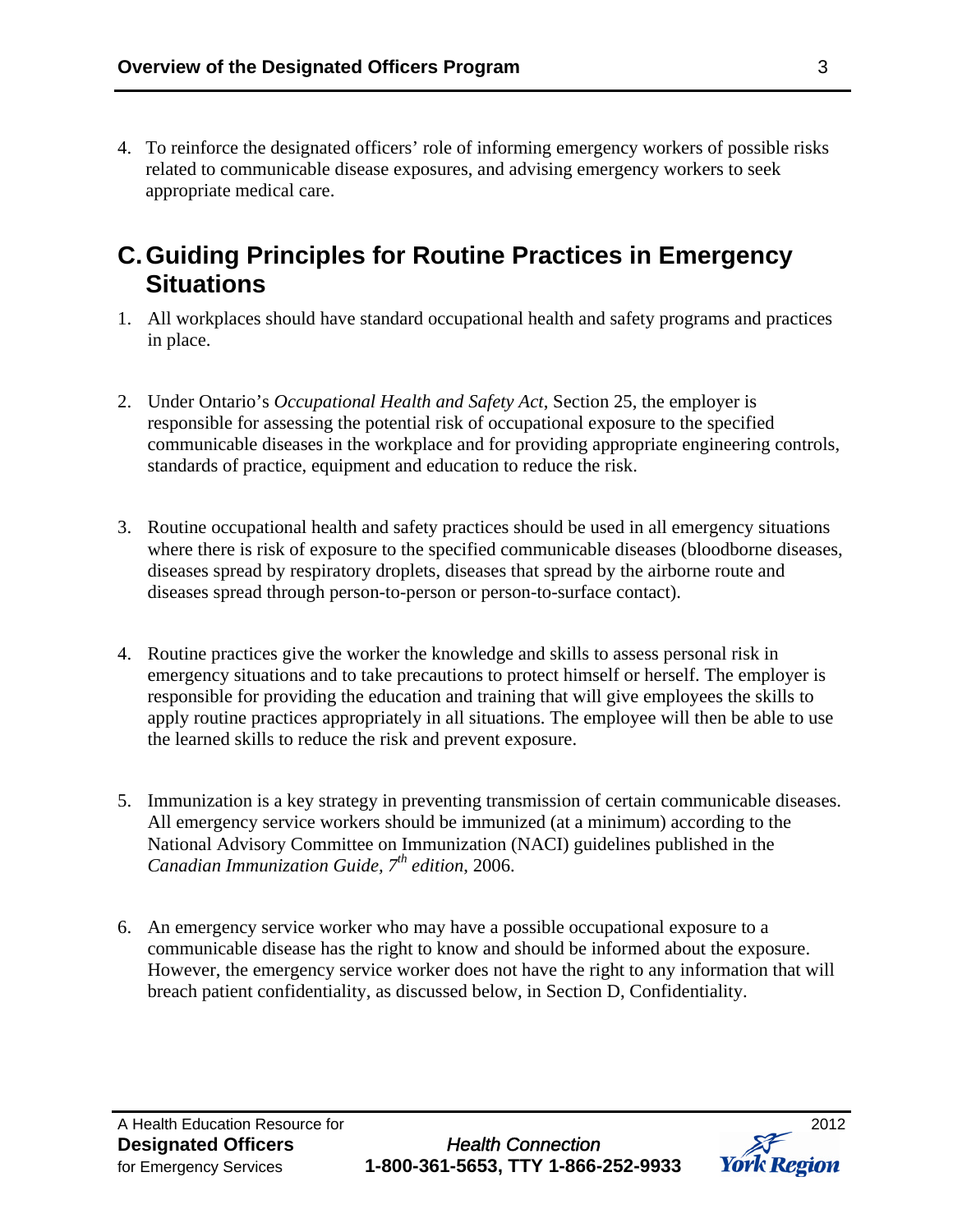4. To reinforce the designated officers' role of informing emergency workers of possible risks related to communicable disease exposures, and advising emergency workers to seek appropriate medical care.

## C. Guiding Principles for Routine Practices in Emergency Situations

1. All workplaces should have standard occupational health and safety programs and practices in place.

2. Under Ontario's *Occupational Health and Safety Act*, Section 25, the employer is responsible for assessing the potential risk of occupational exposure to the specified communicable diseases in the workplace and for providing appropriate engineering controls, standards of practice, equipment and education to reduce the risk.

3. Routine occupational health and safety practices should be used in all emergency situations where there is risk of exposure to the specified communicable diseases (bloodborne diseases, diseases spread by respiratory droplets, diseases that spread by the airborne route and diseases spread through person-to-person or person-to-surface contact).

4. Routine practices give the worker the knowledge and skills to assess personal risk in emergency situations and to take precautions to protect himself or herself. The employer is responsible for providing the education and training that will give employees the skills to apply routine practices appropriately in all situations. The employee will then be able to use the learned skills to reduce the risk and prevent exposure.

5. Immunization is a key strategy in preventing transmission of certain communicable diseases. All emergency service workers should be immunized (at a minimum) according to the National Advisory Committee on Immunization (NACI) guidelines published in the *Canadian Immunization Guide, 7th edition*, 2006.

6. An emergency service worker who may have a possible occupational exposure to a communicable disease has the right to know and should be informed about the exposure. However, the emergency service worker does not have the right to any information that will breach patient confidentiality, as discussed below, in Section D, Confidentiality.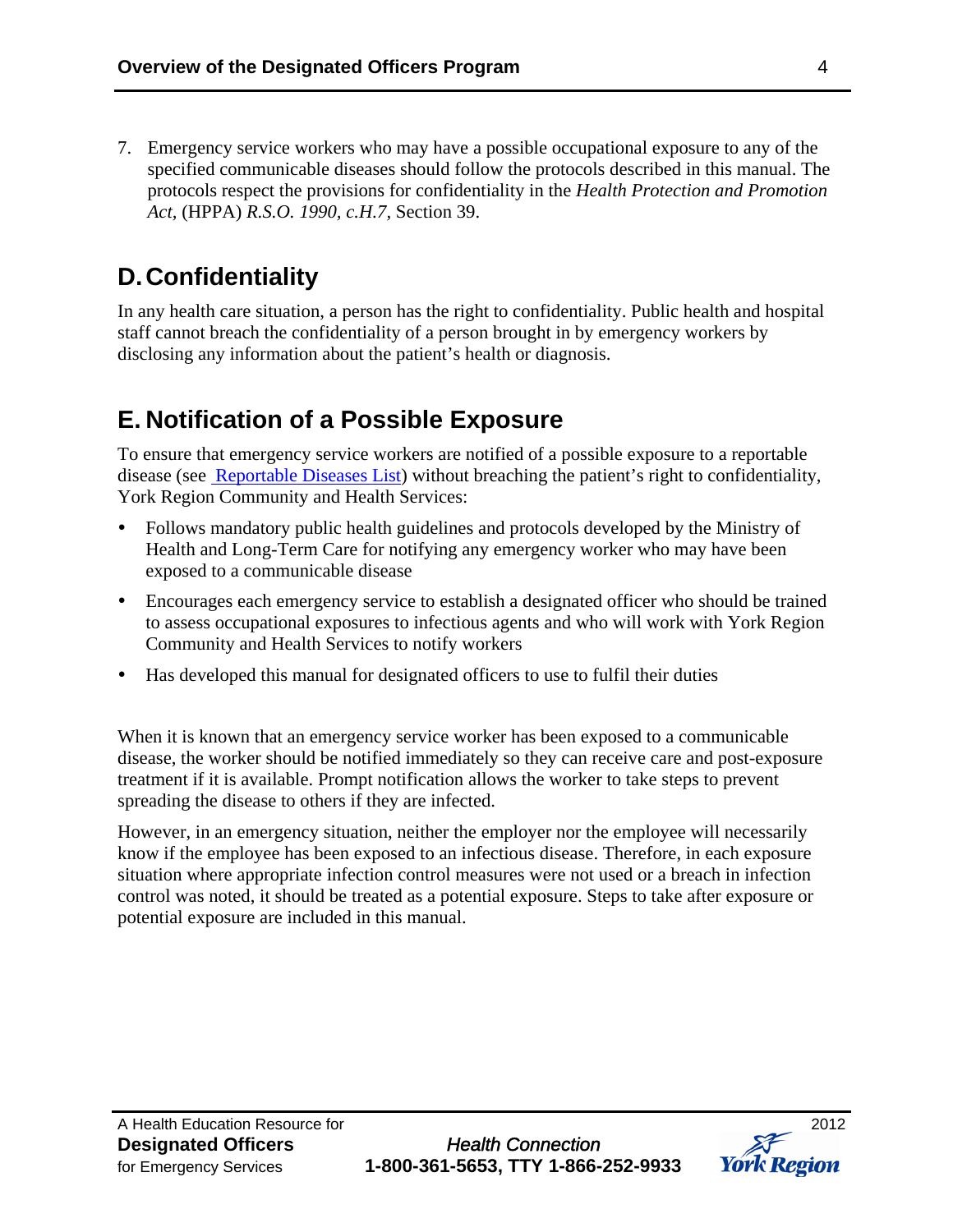7. Emergency service workers who may have a possible occupational exposure to any of the specified communicable diseases should follow the protocols described in this manual. The protocols respect the provisions for confidentiality in the *Health Protection and Promotion Act,* (HPPA) *R.S.O. 1990, c.H.7,* Section 39.

## D. Confidentiality

In any health care situation, a person has the right to confidentiality. Public health and hospital staff cannot breach the confidentiality of a person brought in by emergency workers by disclosing any information about the patient's health or diagnosis.

## E. Notification of a Possible Exposure

To ensure that emergency service workers are notified of a possible exposure to a reportable disease (see Reportable Diseases List) without breaching the patient's right to confidentiality, York Region Community and Health Services:

- Follows mandatory public health guidelines and protocols developed by the Ministry of Health and Long-Term Care for notifying any emergency worker who may have been exposed to a communicable disease
- Encourages each emergency service to establish a designated officer who should be trained to assess occupational exposures to infectious agents and who will work with York Region Community and Health Services to notify workers
- Has developed this manual for designated officers to use to fulfil their duties

When it is known that an emergency service worker has been exposed to a communicable disease, the worker should be notified immediately so they can receive care and post-exposure treatment if it is available. Prompt notification allows the worker to take steps to prevent spreading the disease to others if they are infected.

However, in an emergency situation, neither the employer nor the employee will necessarily know if the employee has been exposed to an infectious disease. Therefore, in each exposure situation where appropriate infection control measures were not used or a breach in infection control was noted, it should be treated as a potential exposure. Steps to take after exposure or potential exposure are included in this manual.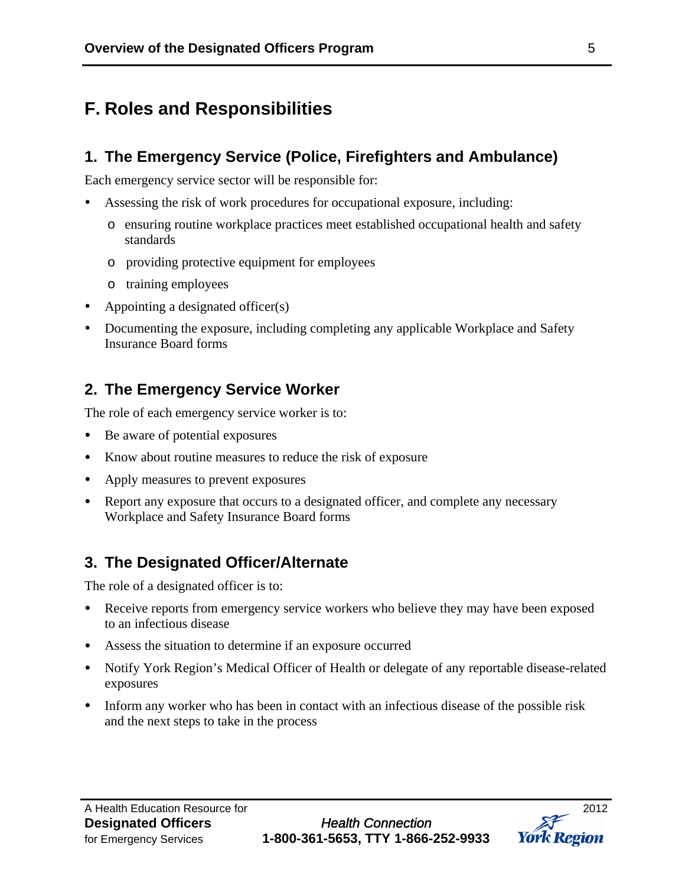## F. Roles and Responsibilities

### 1. The Emergency Service (Police, Firefighters and Ambulance)

Each emergency service sector will be responsible for:

- Assessing the risk of work procedures for occupational exposure, including:
    - ensuring routine workplace practices meet established occupational health and safety standards
    - providing protective equipment for employees
    - training employees
- Appointing a designated officer(s)
- Documenting the exposure, including completing any applicable Workplace and Safety Insurance Board forms

### 2. The Emergency Service Worker

The role of each emergency service worker is to:

- Be aware of potential exposures
- Know about routine measures to reduce the risk of exposure
- Apply measures to prevent exposures
- Report any exposure that occurs to a designated officer, and complete any necessary Workplace and Safety Insurance Board forms

### 3. The Designated Officer/Alternate

The role of a designated officer is to:

- Receive reports from emergency service workers who believe they may have been exposed to an infectious disease
- Assess the situation to determine if an exposure occurred
- Notify York Region's Medical Officer of Health or delegate of any reportable disease-related exposures
- Inform any worker who has been in contact with an infectious disease of the possible risk and the next steps to take in the process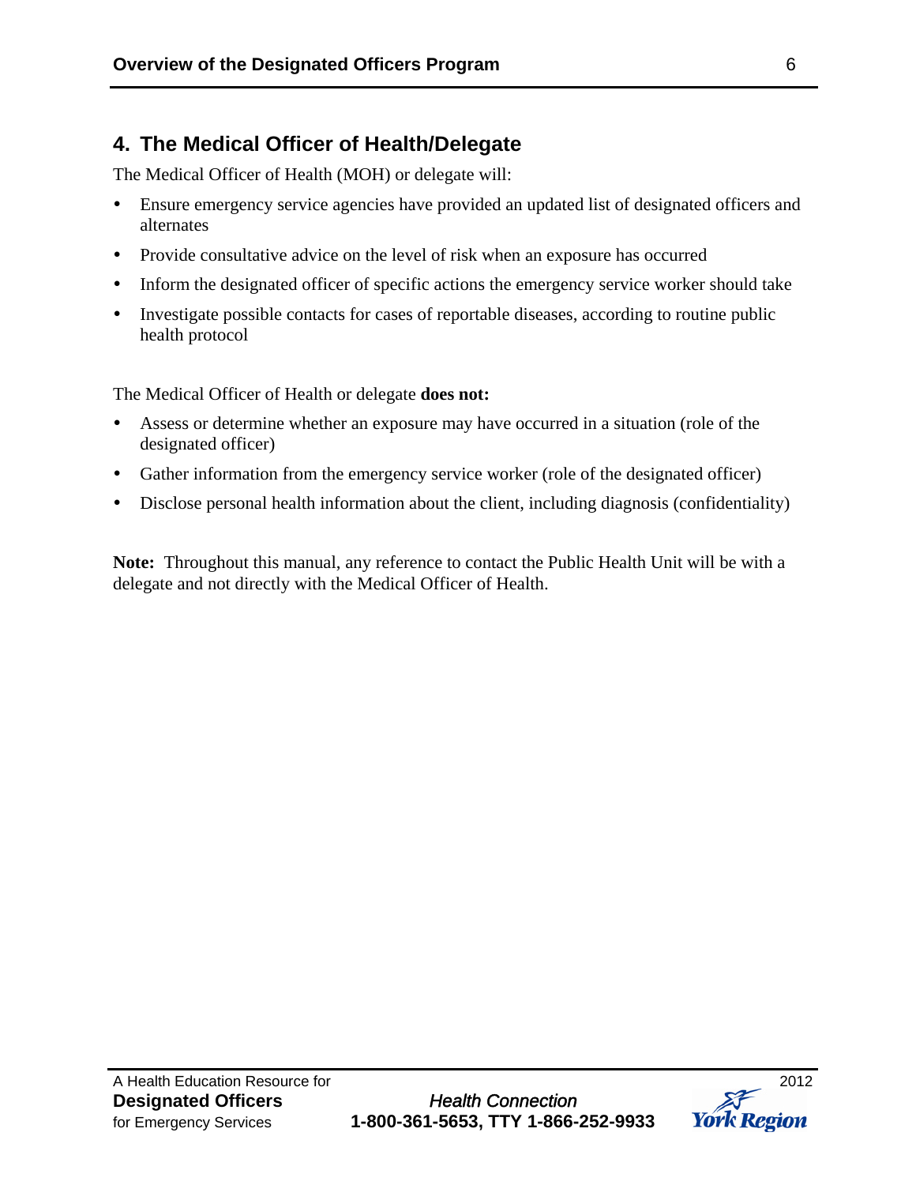## 4. The Medical Officer of Health/Delegate

The Medical Officer of Health (MOH) or delegate will:

- Ensure emergency service agencies have provided an updated list of designated officers and alternates
- Provide consultative advice on the level of risk when an exposure has occurred
- Inform the designated officer of specific actions the emergency service worker should take
- Investigate possible contacts for cases of reportable diseases, according to routine public health protocol

The Medical Officer of Health or delegate **does not:**

- Assess or determine whether an exposure may have occurred in a situation (role of the designated officer)
- Gather information from the emergency service worker (role of the designated officer)
- Disclose personal health information about the client, including diagnosis (confidentiality)

**Note:** Throughout this manual, any reference to contact the Public Health Unit will be with a delegate and not directly with the Medical Officer of Health.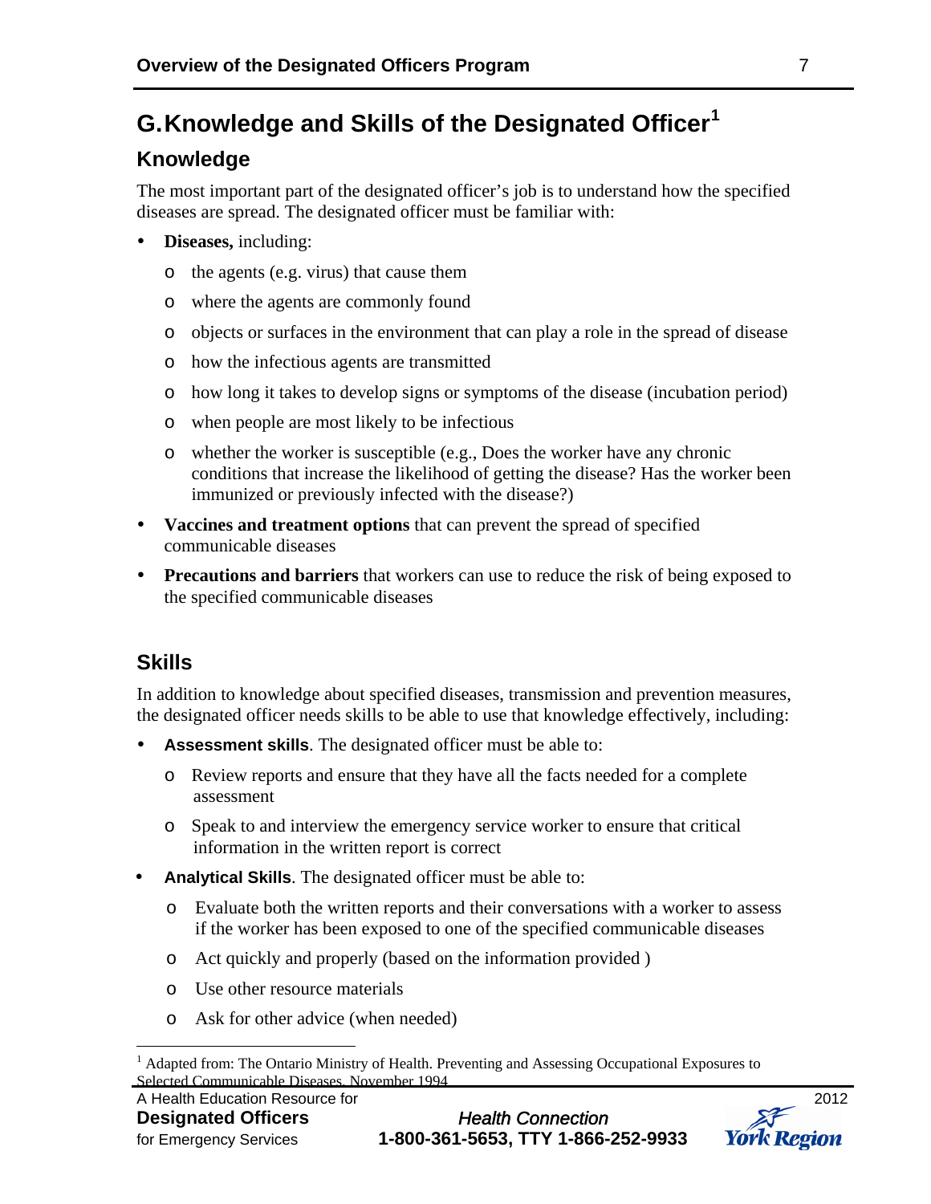## G. Knowledge and Skills of the Designated Officer[1]

### Knowledge

The most important part of the designated officer's job is to understand how the specified diseases are spread. The designated officer must be familiar with:

- **Diseases,** including:
  - the agents (e.g. virus) that cause them
  - where the agents are commonly found
  - objects or surfaces in the environment that can play a role in the spread of disease
  - how the infectious agents are transmitted
  - how long it takes to develop signs or symptoms of the disease (incubation period)
  - when people are most likely to be infectious
  - whether the worker is susceptible (e.g., Does the worker have any chronic conditions that increase the likelihood of getting the disease? Has the worker been immunized or previously infected with the disease?)
- **Vaccines and treatment options** that can prevent the spread of specified communicable diseases
- **Precautions and barriers** that workers can use to reduce the risk of being exposed to the specified communicable diseases

### Skills

In addition to knowledge about specified diseases, transmission and prevention measures, the designated officer needs skills to be able to use that knowledge effectively, including:

- **Assessment skills**. The designated officer must be able to:
  - Review reports and ensure that they have all the facts needed for a complete assessment
  - Speak to and interview the emergency service worker to ensure that critical information in the written report is correct
- **Analytical Skills**. The designated officer must be able to:
  - Evaluate both the written reports and their conversations with a worker to assess if the worker has been exposed to one of the specified communicable diseases
  - Act quickly and properly (based on the information provided )
  - Use other resource materials
  - Ask for other advice (when needed)

[1] Adapted from: The Ontario Ministry of Health. Preventing and Assessing Occupational Exposures to Selected Communicable Diseases. November 1994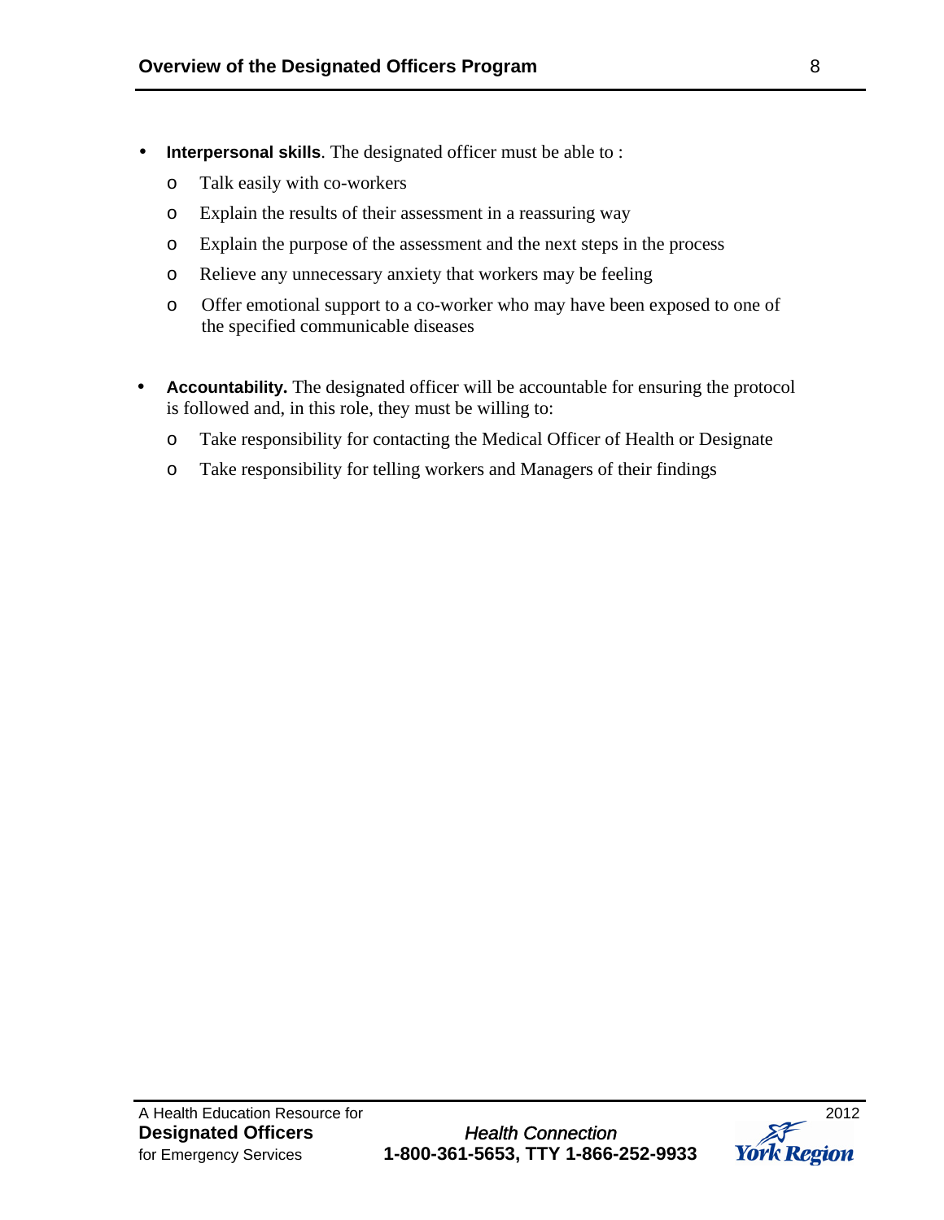- **Interpersonal skills**. The designated officer must be able to :
  - Talk easily with co-workers
  - Explain the results of their assessment in a reassuring way
  - Explain the purpose of the assessment and the next steps in the process
  - Relieve any unnecessary anxiety that workers may be feeling
  - Offer emotional support to a co-worker who may have been exposed to one of the specified communicable diseases

- **Accountability.** The designated officer will be accountable for ensuring the protocol is followed and, in this role, they must be willing to:
  - Take responsibility for contacting the Medical Officer of Health or Designate
  - Take responsibility for telling workers and Managers of their findings